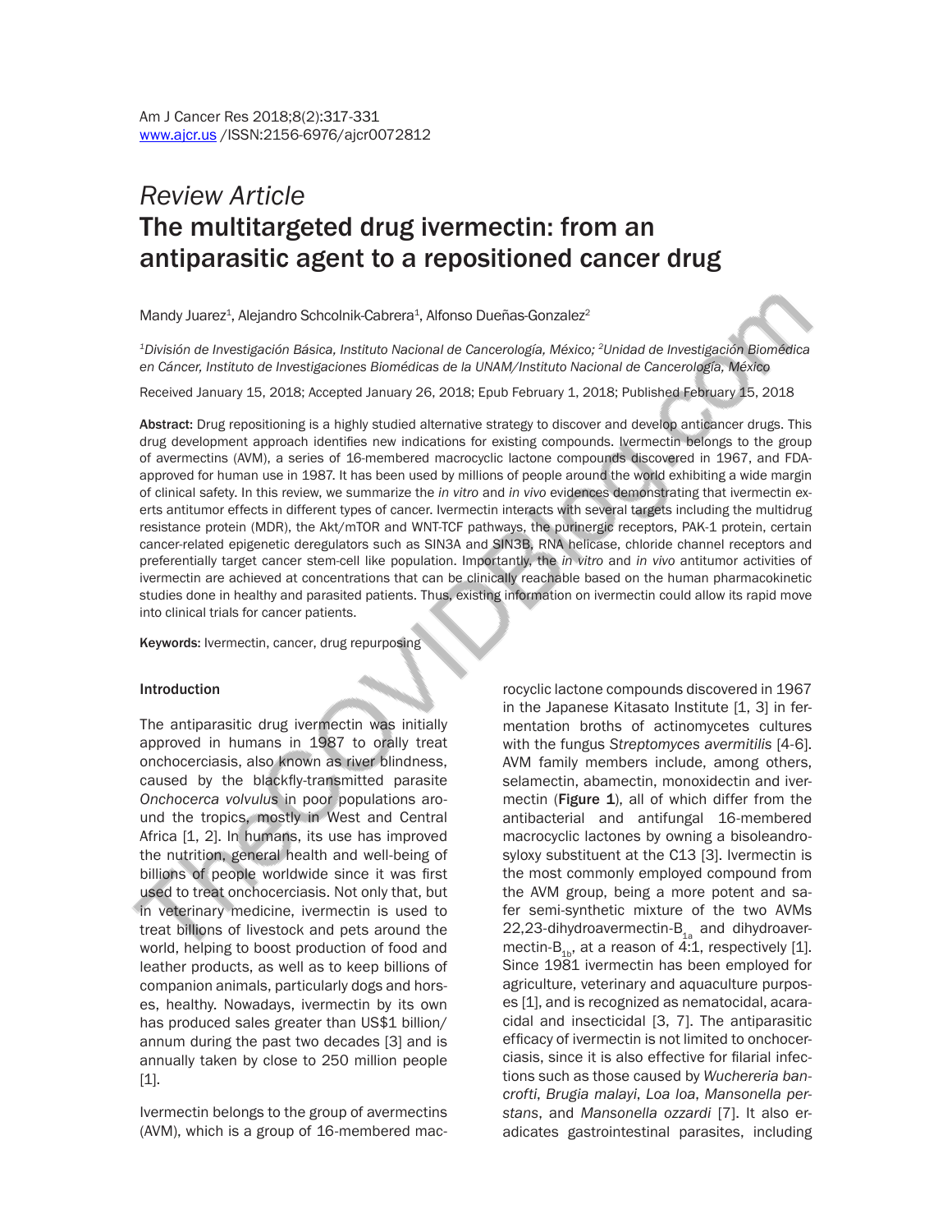Am J Cancer Res 2018;8(2):317-331
www.ajcr.us /ISSN:2156-6976/ajcr0072812

*Review Article*

# The multitargeted drug ivermectin: from an antiparasitic agent to a repositioned cancer drug

Mandy Juarez[1], Alejandro Schcolnik-Cabrera[1], Alfonso Dueñas-Gonzalez[2]

[1]*División de Investigación Básica, Instituto Nacional de Cancerología, México;* [2]*Unidad de Investigación Biomédica en Cáncer, Instituto de Investigaciones Biomédicas de la UNAM/Instituto Nacional de Cancerología, México*

Received January 15, 2018; Accepted January 26, 2018; Epub February 1, 2018; Published February 15, 2018

**Abstract:** Drug repositioning is a highly studied alternative strategy to discover and develop anticancer drugs. This drug development approach identifies new indications for existing compounds. Ivermectin belongs to the group of avermectins (AVM), a series of 16-membered macrocyclic lactone compounds discovered in 1967, and FDA-approved for human use in 1987. It has been used by millions of people around the world exhibiting a wide margin of clinical safety. In this review, we summarize the *in vitro* and *in vivo* evidences demonstrating that ivermectin exerts antitumor effects in different types of cancer. Ivermectin interacts with several targets including the multidrug resistance protein (MDR), the Akt/mTOR and WNT-TCF pathways, the purinergic receptors, PAK-1 protein, certain cancer-related epigenetic deregulators such as SIN3A and SIN3B, RNA helicase, chloride channel receptors and preferentially target cancer stem-cell like population. Importantly, the *in vitro* and *in vivo* antitumor activities of ivermectin are achieved at concentrations that can be clinically reachable based on the human pharmacokinetic studies done in healthy and parasited patients. Thus, existing information on ivermectin could allow its rapid move into clinical trials for cancer patients.

**Keywords:** Ivermectin, cancer, drug repurposing

## Introduction

The antiparasitic drug ivermectin was initially approved in humans in 1987 to orally treat onchocerciasis, also known as river blindness, caused by the blackfly-transmitted parasite *Onchocerca volvulus* in poor populations around the tropics, mostly in West and Central Africa [1, 2]. In humans, its use has improved the nutrition, general health and well-being of billions of people worldwide since it was first used to treat onchocerciasis. Not only that, but in veterinary medicine, ivermectin is used to treat billions of livestock and pets around the world, helping to boost production of food and leather products, as well as to keep billions of companion animals, particularly dogs and horses, healthy. Nowadays, ivermectin by its own has produced sales greater than US$1 billion/annum during the past two decades [3] and is annually taken by close to 250 million people [1].

Ivermectin belongs to the group of avermectins (AVM), which is a group of 16-membered macrocyclic lactone compounds discovered in 1967 in the Japanese Kitasato Institute [1, 3] in fermentation broths of actinomycetes cultures with the fungus *Streptomyces avermitilis* [4-6]. AVM family members include, among others, selamectin, abamectin, monoxidectin and ivermectin (**Figure 1**), all of which differ from the antibacterial and antifungal 16-membered macrocyclic lactones by owning a bisoleandrosyloxy substituent at the C13 [3]. Ivermectin is the most commonly employed compound from the AVM group, being a more potent and safer semi-synthetic mixture of the two AVMs 22,23-dihydroavermectin-$B_{1a}$ and dihydroavermectin-$B_{1b}$, at a reason of 4:1, respectively [1]. Since 1981 ivermectin has been employed for agriculture, veterinary and aquaculture purposes [1], and is recognized as nematocidal, acaracidal and insecticidal [3, 7]. The antiparasitic efficacy of ivermectin is not limited to onchocerciasis, since it is also effective for filarial infections such as those caused by *Wuchereria bancrofti*, *Brugia malayi*, *Loa loa*, *Mansonella perstans*, and *Mansonella ozzardi* [7]. It also eradicates gastrointestinal parasites, including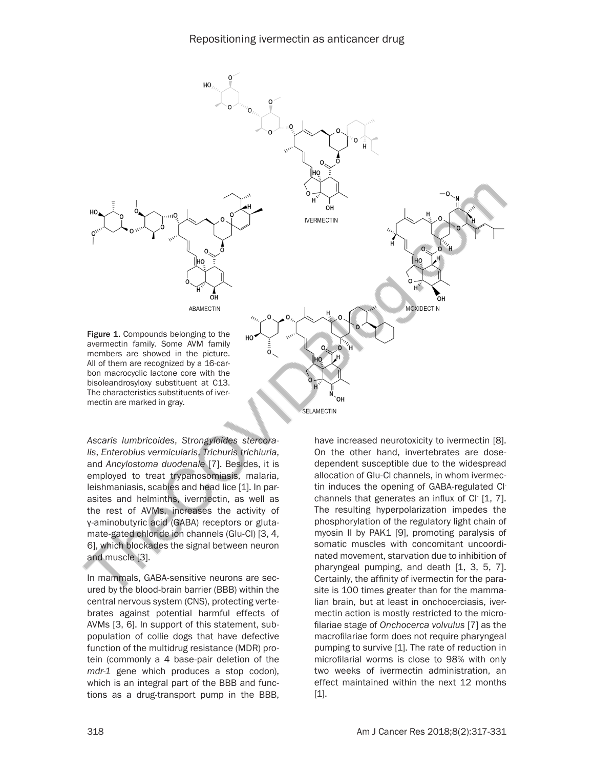Figure 1. Compounds belonging to the avermectin family. Some AVM family members are showed in the picture. All of them are recognized by a 16-carbon macrocyclic lactone core with the bisoleandrosyloxy substituent at C13. The characteristics substituents of ivermectin are marked in gray.

*Ascaris lumbricoides*, *Strongyloides stercoralis*, *Enterobius vermicularis*, *Trichuris trichiuria*, and *Ancylostoma duodenale* [7]. Besides, it is employed to treat trypanosomiasis, malaria, leishmaniasis, scabies and head lice [1]. In parasites and helminths, ivermectin, as well as the rest of AVMs, increases the activity of γ-aminobutyric acid (GABA) receptors or glutamate-gated chloride ion channels (Glu-Cl) [3, 4, 6], which blockades the signal between neuron and muscle [3].

In mammals, GABA-sensitive neurons are secured by the blood-brain barrier (BBB) within the central nervous system (CNS), protecting vertebrates against potential harmful effects of AVMs [3, 6]. In support of this statement, subpopulation of collie dogs that have defective function of the multidrug resistance (MDR) protein (commonly a 4 base-pair deletion of the *mdr-1* gene which produces a stop codon), which is an integral part of the BBB and functions as a drug-transport pump in the BBB, have increased neurotoxicity to ivermectin [8]. On the other hand, invertebrates are dose-dependent susceptible due to the widespread allocation of Glu-Cl channels, in whom ivermectin induces the opening of GABA-regulated $Cl^-$ channels that generates an influx of $Cl^-$ [1, 7]. The resulting hyperpolarization impedes the phosphorylation of the regulatory light chain of myosin II by PAK1 [9], promoting paralysis of somatic muscles with concomitant uncoordinated movement, starvation due to inhibition of pharyngeal pumping, and death [1, 3, 5, 7]. Certainly, the affinity of ivermectin for the parasite is 100 times greater than for the mammalian brain, but at least in onchocerciasis, ivermectin action is mostly restricted to the microfilariae stage of *Onchocerca volvulus* [7] as the macrofilariae form does not require pharyngeal pumping to survive [1]. The rate of reduction in microfilarial worms is close to 98% with only two weeks of ivermectin administration, an effect maintained within the next 12 months [1].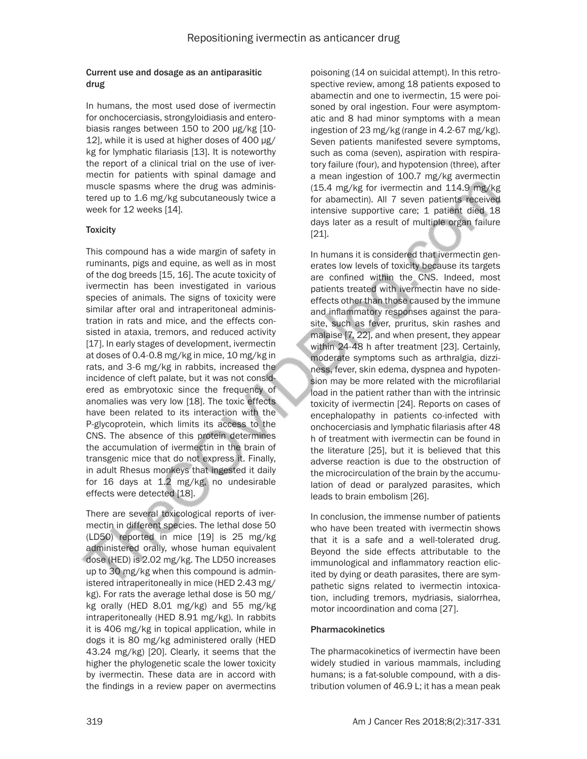### Current use and dosage as an antiparasitic drug

In humans, the most used dose of ivermectin for onchocerciasis, strongyloidiasis and enterobiasis ranges between 150 to 200 μg/kg [10-12], while it is used at higher doses of 400 μg/kg for lymphatic filariasis [13]. It is noteworthy the report of a clinical trial on the use of ivermectin for patients with spinal damage and muscle spasms where the drug was administered up to 1.6 mg/kg subcutaneously twice a week for 12 weeks [14].

### Toxicity

This compound has a wide margin of safety in ruminants, pigs and equine, as well as in most of the dog breeds [15, 16]. The acute toxicity of ivermectin has been investigated in various species of animals. The signs of toxicity were similar after oral and intraperitoneal administration in rats and mice, and the effects consisted in ataxia, tremors, and reduced activity [17]. In early stages of development, ivermectin at doses of 0.4-0.8 mg/kg in mice, 10 mg/kg in rats, and 3-6 mg/kg in rabbits, increased the incidence of cleft palate, but it was not considered as embryotoxic since the frequency of anomalies was very low [18]. The toxic effects have been related to its interaction with the P-glycoprotein, which limits its access to the CNS. The absence of this protein determines the accumulation of ivermectin in the brain of transgenic mice that do not express it. Finally, in adult Rhesus monkeys that ingested it daily for 16 days at 1.2 mg/kg, no undesirable effects were detected [18].

There are several toxicological reports of ivermectin in different species. The lethal dose 50 (LD50) reported in mice [19] is 25 mg/kg administered orally, whose human equivalent dose (HED) is 2.02 mg/kg. The LD50 increases up to 30 mg/kg when this compound is administered intraperitoneally in mice (HED 2.43 mg/kg). For rats the average lethal dose is 50 mg/kg orally (HED 8.01 mg/kg) and 55 mg/kg intraperitoneally (HED 8.91 mg/kg). In rabbits it is 406 mg/kg in topical application, while in dogs it is 80 mg/kg administered orally (HED 43.24 mg/kg) [20]. Clearly, it seems that the higher the phylogenetic scale the lower toxicity by ivermectin. These data are in accord with the findings in a review paper on avermectins poisoning (14 on suicidal attempt). In this retrospective review, among 18 patients exposed to abamectin and one to ivermectin, 15 were poisoned by oral ingestion. Four were asymptomatic and 8 had minor symptoms with a mean ingestion of 23 mg/kg (range in 4.2-67 mg/kg). Seven patients manifested severe symptoms, such as coma (seven), aspiration with respiratory failure (four), and hypotension (three), after a mean ingestion of 100.7 mg/kg avermectin (15.4 mg/kg for ivermectin and 114.9 mg/kg for abamectin). All 7 seven patients received intensive supportive care; 1 patient died 18 days later as a result of multiple organ failure [21].

In humans it is considered that ivermectin generates low levels of toxicity because its targets are confined within the CNS. Indeed, most patients treated with ivermectin have no side-effects other than those caused by the immune and inflammatory responses against the parasite, such as fever, pruritus, skin rashes and malaise [7, 22], and when present, they appear within 24-48 h after treatment [23]. Certainly, moderate symptoms such as arthralgia, dizziness, fever, skin edema, dyspnea and hypotension may be more related with the microfilarial load in the patient rather than with the intrinsic toxicity of ivermectin [24]. Reports on cases of encephalopathy in patients co-infected with onchocerciasis and lymphatic filariasis after 48 h of treatment with ivermectin can be found in the literature [25], but it is believed that this adverse reaction is due to the obstruction of the microcirculation of the brain by the accumulation of dead or paralyzed parasites, which leads to brain embolism [26].

In conclusion, the immense number of patients who have been treated with ivermectin shows that it is a safe and a well-tolerated drug. Beyond the side effects attributable to the immunological and inflammatory reaction elicited by dying or death parasites, there are sympathetic signs related to ivermectin intoxication, including tremors, mydriasis, sialorrhea, motor incoordination and coma [27].

### Pharmacokinetics

The pharmacokinetics of ivermectin have been widely studied in various mammals, including humans; is a fat-soluble compound, with a distribution volumen of 46.9 L; it has a mean peak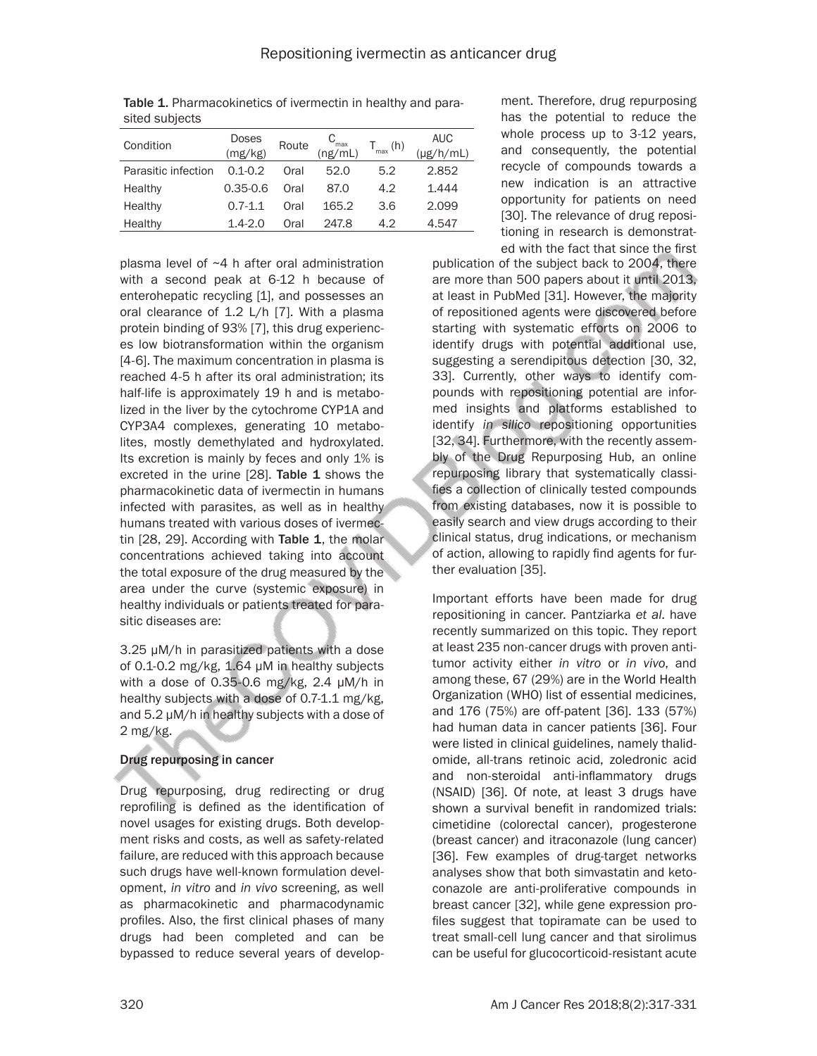**Table 1.** Pharmacokinetics of ivermectin in healthy and parasited subjects

| Condition | Doses (mg/kg) | Route | $C_{max}$ (ng/mL) | $T_{max}$ (h) | AUC (μg/h/mL) |
|---|---|---|---|---|---|
| Parasitic infection | 0.1-0.2 | Oral | 52.0 | 5.2 | 2.852 |
| Healthy | 0.35-0.6 | Oral | 87.0 | 4.2 | 1.444 |
| Healthy | 0.7-1.1 | Oral | 165.2 | 3.6 | 2.099 |
| Healthy | 1.4-2.0 | Oral | 247.8 | 4.2 | 4.547 |

plasma level of ~4 h after oral administration with a second peak at 6-12 h because of enterohepatic recycling [1], and possesses an oral clearance of 1.2 L/h [7]. With a plasma protein binding of 93% [7], this drug experiences low biotransformation within the organism [4-6]. The maximum concentration in plasma is reached 4-5 h after its oral administration; its half-life is approximately 19 h and is metabolized in the liver by the cytochrome CYP1A and CYP3A4 complexes, generating 10 metabolites, mostly demethylated and hydroxylated. Its excretion is mainly by feces and only 1% is excreted in the urine [28]. **Table 1** shows the pharmacokinetic data of ivermectin in humans infected with parasites, as well as in healthy humans treated with various doses of ivermectin [28, 29]. According with **Table 1**, the molar concentrations achieved taking into account the total exposure of the drug measured by the area under the curve (systemic exposure) in healthy individuals or patients treated for parasitic diseases are:

3.25 μM/h in parasitized patients with a dose of 0.1-0.2 mg/kg, 1.64 μM in healthy subjects with a dose of 0.35-0.6 mg/kg, 2.4 μM/h in healthy subjects with a dose of 0.7-1.1 mg/kg, and 5.2 μM/h in healthy subjects with a dose of 2 mg/kg.

## Drug repurposing in cancer

Drug repurposing, drug redirecting or drug reprofiling is defined as the identification of novel usages for existing drugs. Both development risks and costs, as well as safety-related failure, are reduced with this approach because such drugs have well-known formulation development, *in vitro* and *in vivo* screening, as well as pharmacokinetic and pharmacodynamic profiles. Also, the first clinical phases of many drugs had been completed and can be bypassed to reduce several years of development. Therefore, drug repurposing has the potential to reduce the whole process up to 3-12 years, and consequently, the potential recycle of compounds towards a new indication is an attractive opportunity for patients on need [30]. The relevance of drug repositioning in research is demonstrated with the fact that since the first publication of the subject back to 2004, there are more than 500 papers about it until 2013, at least in PubMed [31]. However, the majority of repositioned agents were discovered before starting with systematic efforts on 2006 to identify drugs with potential additional use, suggesting a serendipitous detection [30, 32, 33]. Currently, other ways to identify compounds with repositioning potential are informed insights and platforms established to identify *in silico* repositioning opportunities [32, 34]. Furthermore, with the recently assembly of the Drug Repurposing Hub, an online repurposing library that systematically classifies a collection of clinically tested compounds from existing databases, now it is possible to easily search and view drugs according to their clinical status, drug indications, or mechanism of action, allowing to rapidly find agents for further evaluation [35].

Important efforts have been made for drug repositioning in cancer. Pantziarka *et al*. have recently summarized on this topic. They report at least 235 non-cancer drugs with proven antitumor activity either *in vitro* or *in vivo*, and among these, 67 (29%) are in the World Health Organization (WHO) list of essential medicines, and 176 (75%) are off-patent [36]. 133 (57%) had human data in cancer patients [36]. Four were listed in clinical guidelines, namely thalidomide, all-trans retinoic acid, zoledronic acid and non-steroidal anti-inflammatory drugs (NSAID) [36]. Of note, at least 3 drugs have shown a survival benefit in randomized trials: cimetidine (colorectal cancer), progesterone (breast cancer) and itraconazole (lung cancer) [36]. Few examples of drug-target networks analyses show that both simvastatin and ketoconazole are anti-proliferative compounds in breast cancer [32], while gene expression profiles suggest that topiramate can be used to treat small-cell lung cancer and that sirolimus can be useful for glucocorticoid-resistant acute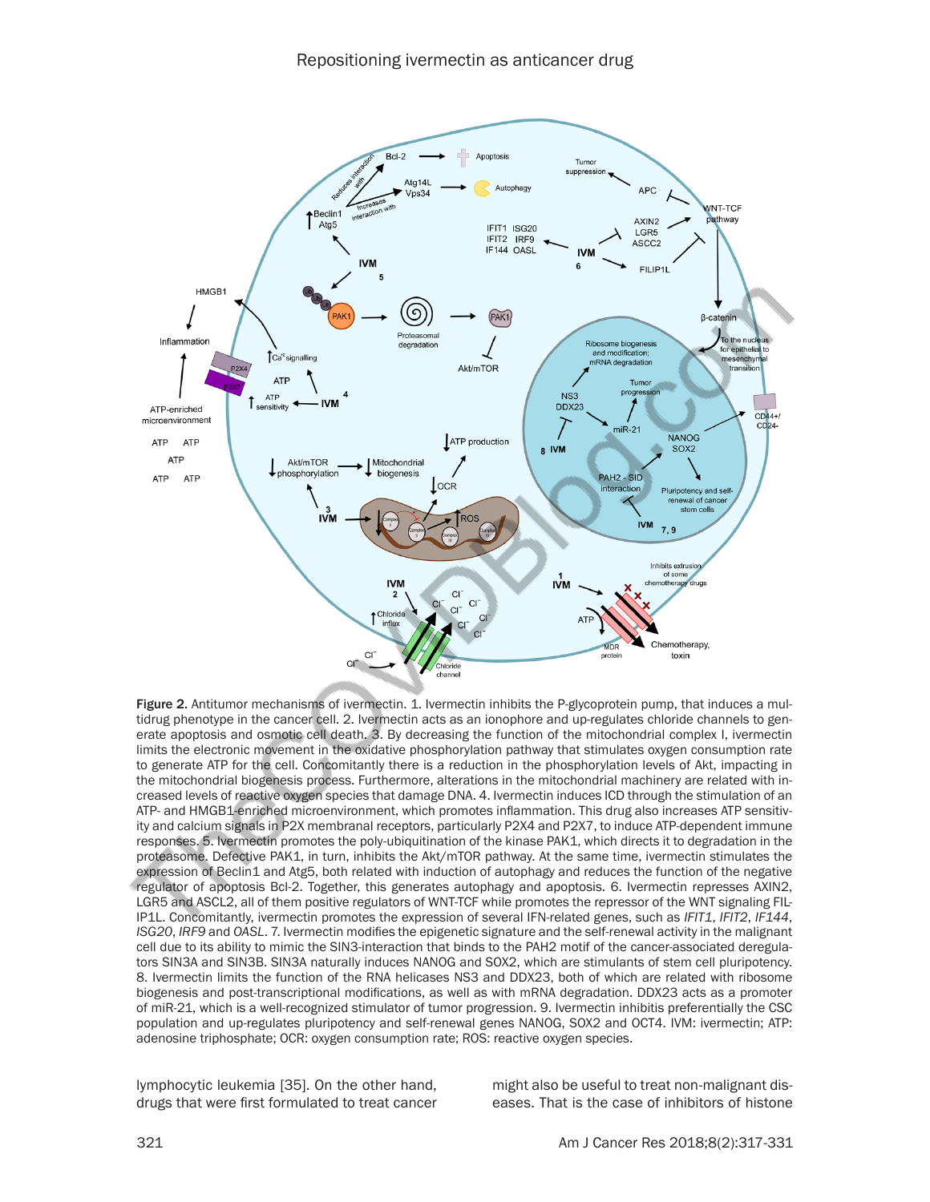**Figure 2.** Antitumor mechanisms of ivermectin. 1. Ivermectin inhibits the P-glycoprotein pump, that induces a multidrug phenotype in the cancer cell. 2. Ivermectin acts as an ionophore and up-regulates chloride channels to generate apoptosis and osmotic cell death. 3. By decreasing the function of the mitochondrial complex I, ivermectin limits the electronic movement in the oxidative phosphorylation pathway that stimulates oxygen consumption rate to generate ATP for the cell. Concomitantly there is a reduction in the phosphorylation levels of Akt, impacting in the mitochondrial biogenesis process. Furthermore, alterations in the mitochondrial machinery are related with increased levels of reactive oxygen species that damage DNA. 4. Ivermectin induces ICD through the stimulation of an ATP- and HMGB1-enriched microenvironment, which promotes inflammation. This drug also increases ATP sensitivity and calcium signals in P2X membranal receptors, particularly P2X4 and P2X7, to induce ATP-dependent immune responses. 5. Ivermectin promotes the poly-ubiquitination of the kinase PAK1, which directs it to degradation in the proteasome. Defective PAK1, in turn, inhibits the Akt/mTOR pathway. At the same time, ivermectin stimulates the expression of Beclin1 and Atg5, both related with induction of autophagy and reduces the function of the negative regulator of apoptosis Bcl-2. Together, this generates autophagy and apoptosis. 6. Ivermectin represses AXIN2, LGR5 and ASCL2, all of them positive regulators of WNT-TCF while promotes the repressor of the WNT signaling FILIP1L. Concomitantly, ivermectin promotes the expression of several IFN-related genes, such as *IFIT1*, *IFIT2*, *IF144*, *ISG20*, *IRF9* and *OASL*. 7. Ivermectin modifies the epigenetic signature and the self-renewal activity in the malignant cell due to its ability to mimic the SIN3-interaction that binds to the PAH2 motif of the cancer-associated deregulators SIN3A and SIN3B. SIN3A naturally induces NANOG and SOX2, which are stimulants of stem cell pluripotency. 8. Ivermectin limits the function of the RNA helicases NS3 and DDX23, both of which are related with ribosome biogenesis and post-transcriptional modifications, as well as with mRNA degradation. DDX23 acts as a promoter of miR-21, which is a well-recognized stimulator of tumor progression. 9. Ivermectin inhibits preferentially the CSC population and up-regulates pluripotency and self-renewal genes NANOG, SOX2 and OCT4. IVM: ivermectin; ATP: adenosine triphosphate; OCR: oxygen consumption rate; ROS: reactive oxygen species.

lymphocytic leukemia [35]. On the other hand, drugs that were first formulated to treat cancer might also be useful to treat non-malignant diseases. That is the case of inhibitors of histone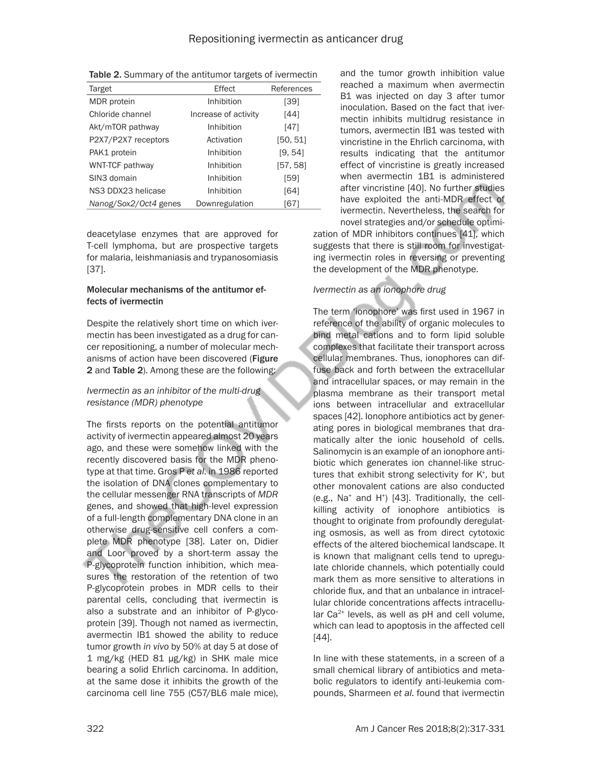Table 2. Summary of the antitumor targets of ivermectin

| Target | Effect | References |
|---|---|---|
| MDR protein | Inhibition | [39] |
| Chloride channel | Increase of activity | [44] |
| Akt/mTOR pathway | Inhibition | [47] |
| P2X7/P2X7 receptors | Activation | [50, 51] |
| PAK1 protein | Inhibition | [9, 54] |
| WNT-TCF pathway | Inhibition | [57, 58] |
| SIN3 domain | Inhibition | [59] |
| NS3 DDX23 helicase | Inhibition | [64] |
| *Nanog/Sox2/Oct4* genes | Downregulation | [67] |

deacetylase enzymes that are approved for T-cell lymphoma, but are prospective targets for malaria, leishmaniasis and trypanosomiasis [37].

### Molecular mechanisms of the antitumor effects of ivermectin

Despite the relatively short time on which ivermectin has been investigated as a drug for cancer repositioning, a number of molecular mechanisms of action have been discovered (**Figure 2** and **Table 2**). Among these are the following:

#### *Ivermectin as an inhibitor of the multi-drug resistance (MDR) phenotype*

The firsts reports on the potential antitumor activity of ivermectin appeared almost 20 years ago, and these were somehow linked with the recently discovered basis for the MDR phenotype at that time. Gros P *et al*. in 1986 reported the isolation of DNA clones complementary to the cellular messenger RNA transcripts of *MDR* genes, and showed that high-level expression of a full-length complementary DNA clone in an otherwise drug-sensitive cell confers a complete MDR phenotype [38]. Later on, Didier and Loor proved by a short-term assay the P-glycoprotein function inhibition, which measures the restoration of the retention of two P-glycoprotein probes in MDR cells to their parental cells, concluding that ivermectin is also a substrate and an inhibitor of P-glycoprotein [39]. Though not named as ivermectin, avermectin IB1 showed the ability to reduce tumor growth *in vivo* by 50% at day 5 at dose of 1 mg/kg (HED 81 μg/kg) in SHK male mice bearing a solid Ehrlich carcinoma. In addition, at the same dose it inhibits the growth of the carcinoma cell line 755 (C57/BL6 male mice), and the tumor growth inhibition value reached a maximum when avermectin B1 was injected on day 3 after tumor inoculation. Based on the fact that ivermectin inhibits multidrug resistance in tumors, avermectin IB1 was tested with vincristine in the Ehrlich carcinoma, with results indicating that the antitumor effect of vincristine is greatly increased when avermectin 1B1 is administered after vincristine [40]. No further studies have exploited the anti-MDR effect of ivermectin. Nevertheless, the search for novel strategies and/or schedule optimization of MDR inhibitors continues [41], which suggests that there is still room for investigating ivermectin roles in reversing or preventing the development of the MDR phenotype.

#### *Ivermectin as an ionophore drug*

The term 'ionophore' was first used in 1967 in reference of the ability of organic molecules to bind metal cations and to form lipid soluble complexes that facilitate their transport across cellular membranes. Thus, ionophores can diffuse back and forth between the extracellular and intracellular spaces, or may remain in the plasma membrane as their transport metal ions between intracellular and extracellular spaces [42]. Ionophore antibiotics act by generating pores in biological membranes that dramatically alter the ionic household of cells. Salinomycin is an example of an ionophore antibiotic which generates ion channel-like structures that exhibit strong selectivity for $K^+$, but other monovalent cations are also conducted (e.g., $Na^+$ and $H^+$) [43]. Traditionally, the cell-killing activity of ionophore antibiotics is thought to originate from profoundly deregulating osmosis, as well as from direct cytotoxic effects of the altered biochemical landscape. It is known that malignant cells tend to upregulate chloride channels, which potentially could mark them as more sensitive to alterations in chloride flux, and that an unbalance in intracellular chloride concentrations affects intracellular $Ca^{2+}$ levels, as well as pH and cell volume, which can lead to apoptosis in the affected cell [44].

In line with these statements, in a screen of a small chemical library of antibiotics and metabolic regulators to identify anti-leukemia compounds, Sharmeen *et al*. found that ivermectin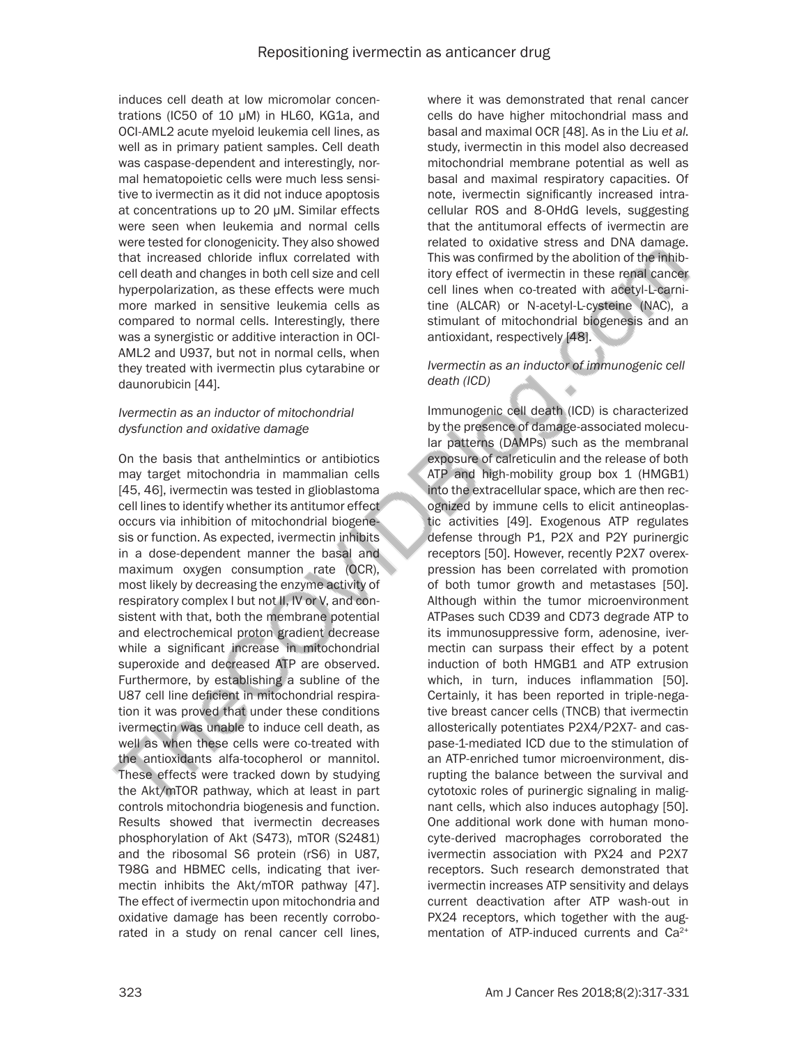induces cell death at low micromolar concentrations (IC50 of 10 μM) in HL60, KG1a, and OCI-AML2 acute myeloid leukemia cell lines, as well as in primary patient samples. Cell death was caspase-dependent and interestingly, normal hematopoietic cells were much less sensitive to ivermectin as it did not induce apoptosis at concentrations up to 20 μM. Similar effects were seen when leukemia and normal cells were tested for clonogenicity. They also showed that increased chloride influx correlated with cell death and changes in both cell size and cell hyperpolarization, as these effects were much more marked in sensitive leukemia cells as compared to normal cells. Interestingly, there was a synergistic or additive interaction in OCI-AML2 and U937, but not in normal cells, when they treated with ivermectin plus cytarabine or daunorubicin [44].

*Ivermectin as an inductor of mitochondrial dysfunction and oxidative damage*

On the basis that anthelmintics or antibiotics may target mitochondria in mammalian cells [45, 46], ivermectin was tested in glioblastoma cell lines to identify whether its antitumor effect occurs via inhibition of mitochondrial biogenesis or function. As expected, ivermectin inhibits in a dose-dependent manner the basal and maximum oxygen consumption rate (OCR), most likely by decreasing the enzyme activity of respiratory complex I but not II, IV or V, and consistent with that, both the membrane potential and electrochemical proton gradient decrease while a significant increase in mitochondrial superoxide and decreased ATP are observed. Furthermore, by establishing a subline of the U87 cell line deficient in mitochondrial respiration it was proved that under these conditions ivermectin was unable to induce cell death, as well as when these cells were co-treated with the antioxidants alfa-tocopherol or mannitol. These effects were tracked down by studying the Akt/mTOR pathway, which at least in part controls mitochondria biogenesis and function. Results showed that ivermectin decreases phosphorylation of Akt (S473), mTOR (S2481) and the ribosomal S6 protein (rS6) in U87, T98G and HBMEC cells, indicating that ivermectin inhibits the Akt/mTOR pathway [47]. The effect of ivermectin upon mitochondria and oxidative damage has been recently corroborated in a study on renal cancer cell lines, where it was demonstrated that renal cancer cells do have higher mitochondrial mass and basal and maximal OCR [48]. As in the Liu *et al.* study, ivermectin in this model also decreased mitochondrial membrane potential as well as basal and maximal respiratory capacities. Of note, ivermectin significantly increased intracellular ROS and 8-OHdG levels, suggesting that the antitumoral effects of ivermectin are related to oxidative stress and DNA damage. This was confirmed by the abolition of the inhibitory effect of ivermectin in these renal cancer cell lines when co-treated with acetyl-L-carnitine (ALCAR) or N-acetyl-L-cysteine (NAC), a stimulant of mitochondrial biogenesis and an antioxidant, respectively [48].

*Ivermectin as an inductor of immunogenic cell death (ICD)*

Immunogenic cell death (ICD) is characterized by the presence of damage-associated molecular patterns (DAMPs) such as the membranal exposure of calreticulin and the release of both ATP and high-mobility group box 1 (HMGB1) into the extracellular space, which are then recognized by immune cells to elicit antineoplastic activities [49]. Exogenous ATP regulates defense through P1, P2X and P2Y purinergic receptors [50]. However, recently P2X7 overexpression has been correlated with promotion of both tumor growth and metastases [50]. Although within the tumor microenvironment ATPases such CD39 and CD73 degrade ATP to its immunosuppressive form, adenosine, ivermectin can surpass their effect by a potent induction of both HMGB1 and ATP extrusion which, in turn, induces inflammation [50]. Certainly, it has been reported in triple-negative breast cancer cells (TNCB) that ivermectin allosterically potentiates P2X4/P2X7- and caspase-1-mediated ICD due to the stimulation of an ATP-enriched tumor microenvironment, disrupting the balance between the survival and cytotoxic roles of purinergic signaling in malignant cells, which also induces autophagy [50]. One additional work done with human monocyte-derived macrophages corroborated the ivermectin association with PX24 and P2X7 receptors. Such research demonstrated that ivermectin increases ATP sensitivity and delays current deactivation after ATP wash-out in PX24 receptors, which together with the augmentation of ATP-induced currents and $Ca^{2+}$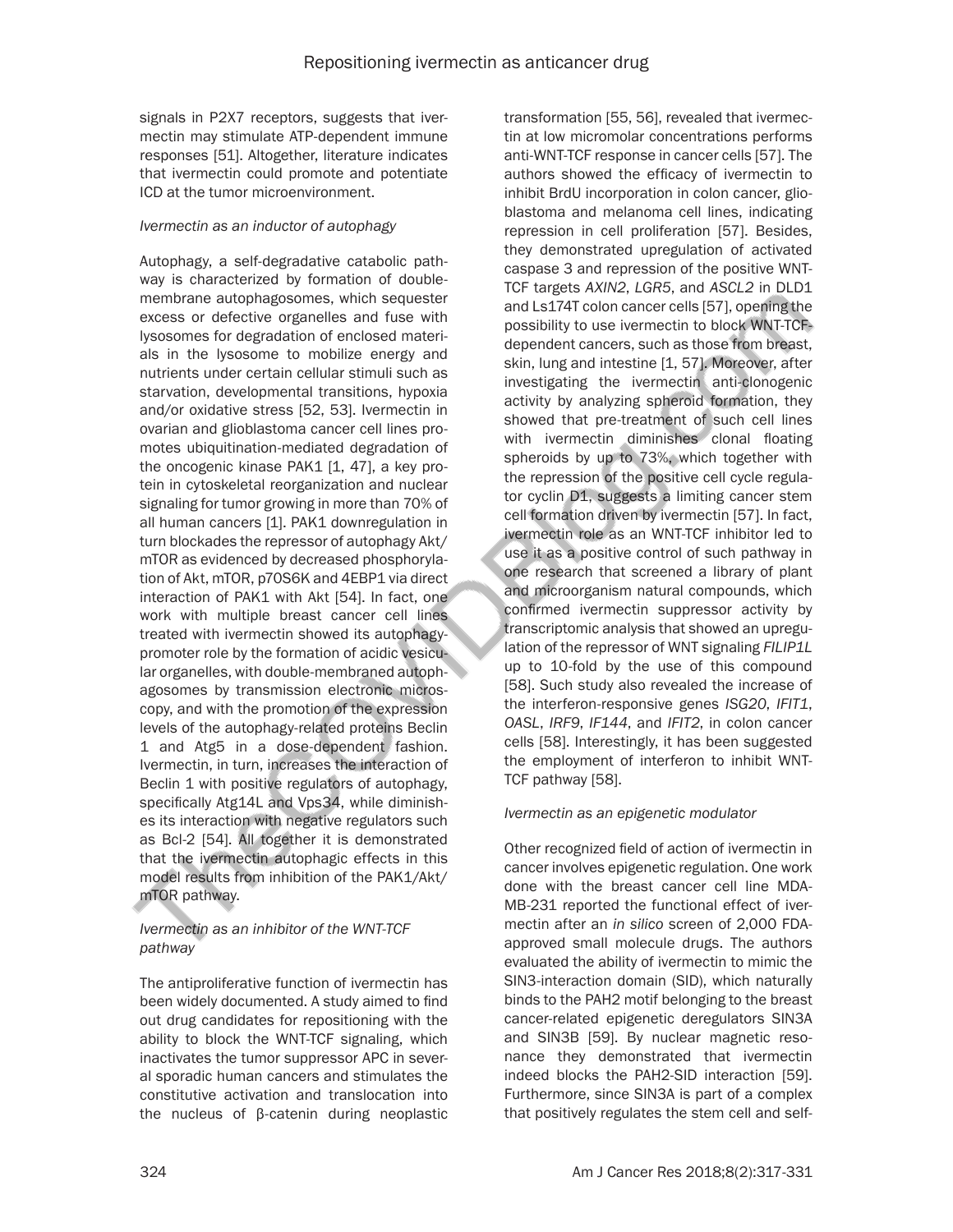signals in P2X7 receptors, suggests that ivermectin may stimulate ATP-dependent immune responses [51]. Altogether, literature indicates that ivermectin could promote and potentiate ICD at the tumor microenvironment.

*Ivermectin as an inductor of autophagy*

Autophagy, a self-degradative catabolic pathway is characterized by formation of double-membrane autophagosomes, which sequester excess or defective organelles and fuse with lysosomes for degradation of enclosed materials in the lysosome to mobilize energy and nutrients under certain cellular stimuli such as starvation, developmental transitions, hypoxia and/or oxidative stress [52, 53]. Ivermectin in ovarian and glioblastoma cancer cell lines promotes ubiquitination-mediated degradation of the oncogenic kinase PAK1 [1, 47], a key protein in cytoskeletal reorganization and nuclear signaling for tumor growing in more than 70% of all human cancers [1]. PAK1 downregulation in turn blockades the repressor of autophagy Akt/mTOR as evidenced by decreased phosphorylation of Akt, mTOR, p70S6K and 4EBP1 via direct interaction of PAK1 with Akt [54]. In fact, one work with multiple breast cancer cell lines treated with ivermectin showed its autophagy-promoter role by the formation of acidic vesicular organelles, with double-membraned autophagosomes by transmission electronic microscopy, and with the promotion of the expression levels of the autophagy-related proteins Beclin 1 and Atg5 in a dose-dependent fashion. Ivermectin, in turn, increases the interaction of Beclin 1 with positive regulators of autophagy, specifically Atg14L and Vps34, while diminishes its interaction with negative regulators such as Bcl-2 [54]. All together it is demonstrated that the ivermectin autophagic effects in this model results from inhibition of the PAK1/Akt/mTOR pathway.

*Ivermectin as an inhibitor of the WNT-TCF pathway*

The antiproliferative function of ivermectin has been widely documented. A study aimed to find out drug candidates for repositioning with the ability to block the WNT-TCF signaling, which inactivates the tumor suppressor APC in several sporadic human cancers and stimulates the constitutive activation and translocation into the nucleus of β-catenin during neoplastic transformation [55, 56], revealed that ivermectin at low micromolar concentrations performs anti-WNT-TCF response in cancer cells [57]. The authors showed the efficacy of ivermectin to inhibit BrdU incorporation in colon cancer, glioblastoma and melanoma cell lines, indicating repression in cell proliferation [57]. Besides, they demonstrated upregulation of activated caspase 3 and repression of the positive WNT-TCF targets *AXIN2*, *LGR5*, and *ASCL2* in DLD1 and Ls174T colon cancer cells [57], opening the possibility to use ivermectin to block WNT-TCF-dependent cancers, such as those from breast, skin, lung and intestine [1, 57]. Moreover, after investigating the ivermectin anti-clonogenic activity by analyzing spheroid formation, they showed that pre-treatment of such cell lines with ivermectin diminishes clonal floating spheroids by up to 73%, which together with the repression of the positive cell cycle regulator cyclin D1, suggests a limiting cancer stem cell formation driven by ivermectin [57]. In fact, ivermectin role as an WNT-TCF inhibitor led to use it as a positive control of such pathway in one research that screened a library of plant and microorganism natural compounds, which confirmed ivermectin suppressor activity by transcriptomic analysis that showed an upregulation of the repressor of WNT signaling *FILIP1L* up to 10-fold by the use of this compound [58]. Such study also revealed the increase of the interferon-responsive genes *ISG20*, *IFIT1*, *OASL*, *IRF9*, *IF144*, and *IFIT2*, in colon cancer cells [58]. Interestingly, it has been suggested the employment of interferon to inhibit WNT-TCF pathway [58].

*Ivermectin as an epigenetic modulator*

Other recognized field of action of ivermectin in cancer involves epigenetic regulation. One work done with the breast cancer cell line MDA-MB-231 reported the functional effect of ivermectin after an *in silico* screen of 2,000 FDA-approved small molecule drugs. The authors evaluated the ability of ivermectin to mimic the SIN3-interaction domain (SID), which naturally binds to the PAH2 motif belonging to the breast cancer-related epigenetic deregulators SIN3A and SIN3B [59]. By nuclear magnetic resonance they demonstrated that ivermectin indeed blocks the PAH2-SID interaction [59]. Furthermore, since SIN3A is part of a complex that positively regulates the stem cell and self-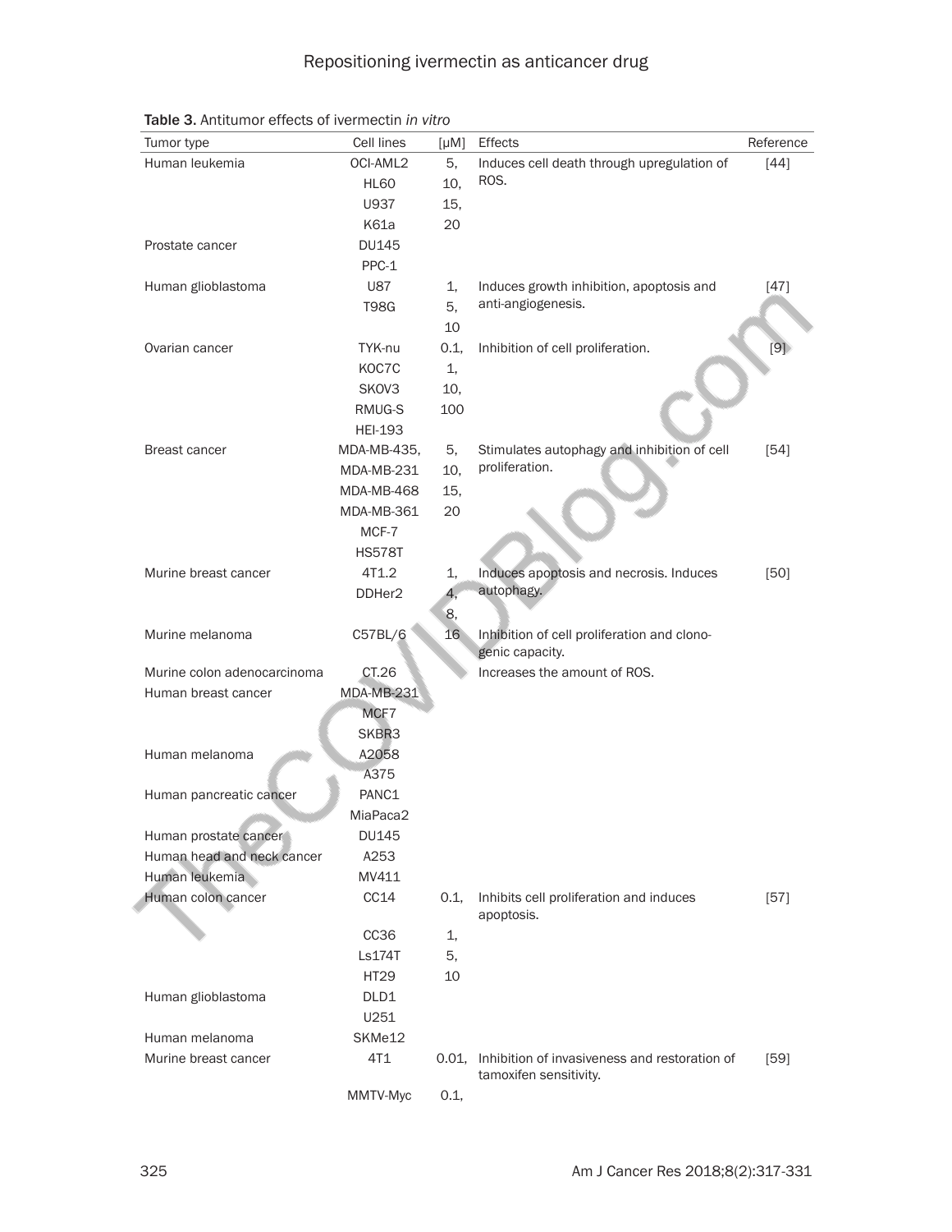**Table 3.** Antitumor effects of ivermectin *in vitro*

| Tumor type | Cell lines | [μM] | Effects | Reference |
|---|---|---|---|---|
| Human leukemia | OCI-AML2 | 5, | Induces cell death through upregulation of ROS. | [44] |
| | HL60 | 10, | | |
| | U937 | 15, | | |
| | K61a | 20 | | |
| Prostate cancer | DU145 | | | |
| | PPC-1 | | | |
| Human glioblastoma | U87 | 1, | Induces growth inhibition, apoptosis and anti-angiogenesis. | [47] |
| | T98G | 5, | | |
| | | 10 | | |
| Ovarian cancer | TYK-nu | 0.1, | Inhibition of cell proliferation. | [9] |
| | KOC7C | 1, | | |
| | SKOV3 | 10, | | |
| | RMUG-S | 100 | | |
| | HEI-193 | | | |
| Breast cancer | MDA-MB-435, | 5, | Stimulates autophagy and inhibition of cell proliferation. | [54] |
| | MDA-MB-231 | 10, | | |
| | MDA-MB-468 | 15, | | |
| | MDA-MB-361 | 20 | | |
| | MCF-7 | | | |
| | HS578T | | | |
| Murine breast cancer | 4T1.2 | 1, | Induces apoptosis and necrosis. Induces autophagy. | [50] |
| | DDHer2 | 4, | | |
| | | 8, | | |
| Murine melanoma | C57BL/6 | 16 | Inhibition of cell proliferation and clonogenic capacity. | |
| Murine colon adenocarcinoma | CT.26 | | Increases the amount of ROS. | |
| Human breast cancer | MDA-MB-231 | | | |
| | MCF7 | | | |
| | SKBR3 | | | |
| Human melanoma | A2058 | | | |
| | A375 | | | |
| Human pancreatic cancer | PANC1 | | | |
| | MiaPaca2 | | | |
| Human prostate cancer | DU145 | | | |
| Human head and neck cancer | A253 | | | |
| Human leukemia | MV411 | | | |
| Human colon cancer | CC14 | 0.1, | Inhibits cell proliferation and induces apoptosis. | [57] |
| | CC36 | 1, | | |
| | Ls174T | 5, | | |
| | HT29 | 10 | | |
| Human glioblastoma | DLD1 | | | |
| | U251 | | | |
| Human melanoma | SKMe12 | | | |
| Murine breast cancer | 4T1 | 0.01, | Inhibition of invasiveness and restoration of tamoxifen sensitivity. | [59] |
| | MMTV-Myc | 0.1, | | |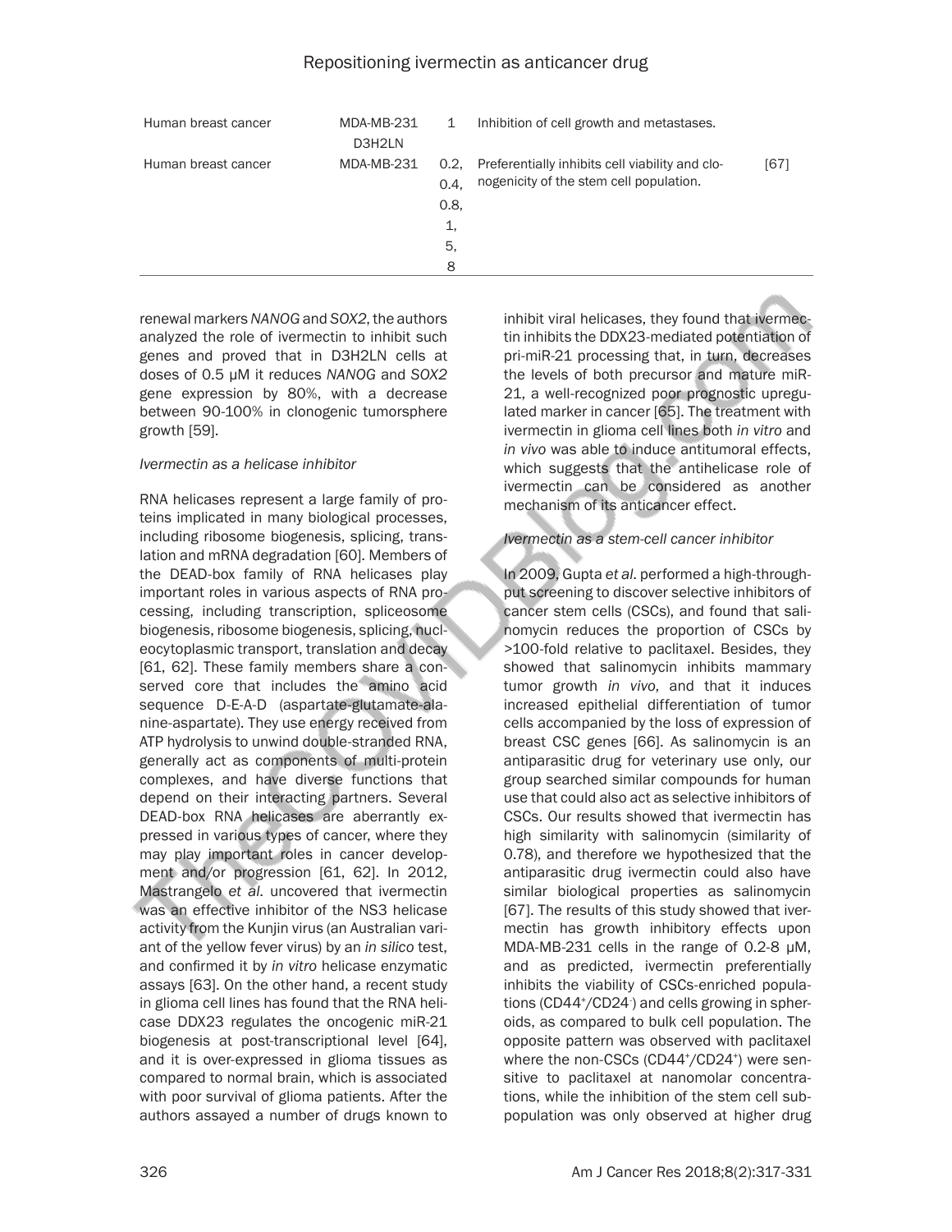| | | | | |
|---|---|---|---|---|
| Human breast cancer | MDA-MB-231 D3H2LN | 1 | Inhibition of cell growth and metastases. | |
| Human breast cancer | MDA-MB-231 | 0.2, 0.4, 0.8, 1, 5, 8 | Preferentially inhibits cell viability and clonogenicity of the stem cell population. | [67] |

renewal markers *NANOG* and *SOX2*, the authors analyzed the role of ivermectin to inhibit such genes and proved that in D3H2LN cells at doses of 0.5 μM it reduces *NANOG* and *SOX2* gene expression by 80%, with a decrease between 90-100% in clonogenic tumorsphere growth [59].

*Ivermectin as a helicase inhibitor*

RNA helicases represent a large family of proteins implicated in many biological processes, including ribosome biogenesis, splicing, translation and mRNA degradation [60]. Members of the DEAD-box family of RNA helicases play important roles in various aspects of RNA processing, including transcription, spliceosome biogenesis, ribosome biogenesis, splicing, nucleocytoplasmic transport, translation and decay [61, 62]. These family members share a conserved core that includes the amino acid sequence D-E-A-D (aspartate-glutamate-alanine-aspartate). They use energy received from ATP hydrolysis to unwind double-stranded RNA, generally act as components of multi-protein complexes, and have diverse functions that depend on their interacting partners. Several DEAD-box RNA helicases are aberrantly expressed in various types of cancer, where they may play important roles in cancer development and/or progression [61, 62]. In 2012, Mastrangelo *et al.* uncovered that ivermectin was an effective inhibitor of the NS3 helicase activity from the Kunjin virus (an Australian variant of the yellow fever virus) by an *in silico* test, and confirmed it by *in vitro* helicase enzymatic assays [63]. On the other hand, a recent study in glioma cell lines has found that the RNA helicase DDX23 regulates the oncogenic miR-21 biogenesis at post-transcriptional level [64], and it is over-expressed in glioma tissues as compared to normal brain, which is associated with poor survival of glioma patients. After the authors assayed a number of drugs known to inhibit viral helicases, they found that ivermectin inhibits the DDX23-mediated potentiation of pri-miR-21 processing that, in turn, decreases the levels of both precursor and mature miR-21, a well-recognized poor prognostic upregulated marker in cancer [65]. The treatment with ivermectin in glioma cell lines both *in vitro* and *in vivo* was able to induce antitumoral effects, which suggests that the antihelicase role of ivermectin can be considered as another mechanism of its anticancer effect.

*Ivermectin as a stem-cell cancer inhibitor*

In 2009, Gupta *et al.* performed a high-throughput screening to discover selective inhibitors of cancer stem cells (CSCs), and found that salinomycin reduces the proportion of CSCs by >100-fold relative to paclitaxel. Besides, they showed that salinomycin inhibits mammary tumor growth *in vivo*, and that it induces increased epithelial differentiation of tumor cells accompanied by the loss of expression of breast CSC genes [66]. As salinomycin is an antiparasitic drug for veterinary use only, our group searched similar compounds for human use that could also act as selective inhibitors of CSCs. Our results showed that ivermectin has high similarity with salinomycin (similarity of 0.78), and therefore we hypothesized that the antiparasitic drug ivermectin could also have similar biological properties as salinomycin [67]. The results of this study showed that ivermectin has growth inhibitory effects upon MDA-MB-231 cells in the range of 0.2-8 μM, and as predicted, ivermectin preferentially inhibits the viability of CSCs-enriched populations ($CD44^+/CD24^-$) and cells growing in spheroids, as compared to bulk cell population. The opposite pattern was observed with paclitaxel where the non-CSCs ($CD44^+/CD24^+$) were sensitive to paclitaxel at nanomolar concentrations, while the inhibition of the stem cell subpopulation was only observed at higher drug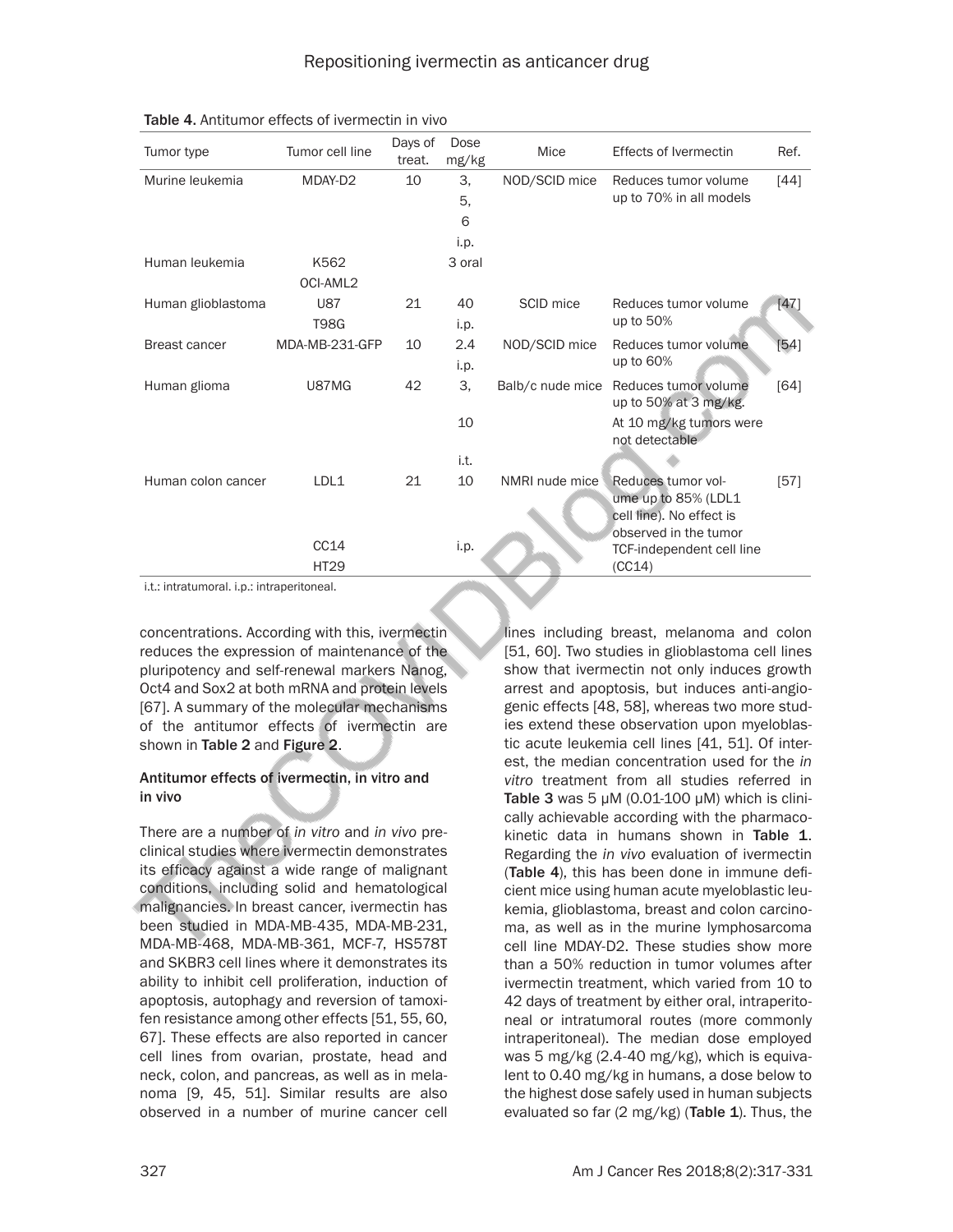**Table 4.** Antitumor effects of ivermectin in vivo

| Tumor type | Tumor cell line | Days of treat. | Dose mg/kg | Mice | Effects of Ivermectin | Ref. |
|---|---|---|---|---|---|---|
| Murine leukemia | MDAY-D2 | 10 | 3, 5, 6 i.p. | NOD/SCID mice | Reduces tumor volume up to 70% in all models | [44] |
| Human leukemia | K562 OCI-AML2 | | 3 oral | | | |
| Human glioblastoma | U87 T98G | 21 | 40 i.p. | SCID mice | Reduces tumor volume up to 50% | [47] |
| Breast cancer | MDA-MB-231-GFP | 10 | 2.4 i.p. | NOD/SCID mice | Reduces tumor volume up to 60% | [54] |
| Human glioma | U87MG | 42 | 3, 10 i.t. | Balb/c nude mice | Reduces tumor volume up to 50% at 3 mg/kg. At 10 mg/kg tumors were not detectable | [64] |
| Human colon cancer | LDL1 CC14 HT29 | 21 | 10 i.p. | NMRI nude mice | Reduces tumor volume up to 85% (LDL1 cell line). No effect is observed in the tumor TCF-independent cell line (CC14) | [57] |

i.t.: intratumoral. i.p.: intraperitoneal.

concentrations. According with this, ivermectin reduces the expression of maintenance of the pluripotency and self-renewal markers Nanog, Oct4 and Sox2 at both mRNA and protein levels [67]. A summary of the molecular mechanisms of the antitumor effects of ivermectin are shown in **Table 2** and **Figure 2**.

### Antitumor effects of ivermectin, in vitro and in vivo

There are a number of *in vitro* and *in vivo* preclinical studies where ivermectin demonstrates its efficacy against a wide range of malignant conditions, including solid and hematological malignancies. In breast cancer, ivermectin has been studied in MDA-MB-435, MDA-MB-231, MDA-MB-468, MDA-MB-361, MCF-7, HS578T and SKBR3 cell lines where it demonstrates its ability to inhibit cell proliferation, induction of apoptosis, autophagy and reversion of tamoxifen resistance among other effects [51, 55, 60, 67]. These effects are also reported in cancer cell lines from ovarian, prostate, head and neck, colon, and pancreas, as well as in melanoma [9, 45, 51]. Similar results are also observed in a number of murine cancer cell lines including breast, melanoma and colon [51, 60]. Two studies in glioblastoma cell lines show that ivermectin not only induces growth arrest and apoptosis, but induces anti-angiogenic effects [48, 58], whereas two more studies extend these observation upon myeloblastic acute leukemia cell lines [41, 51]. Of interest, the median concentration used for the *in vitro* treatment from all studies referred in **Table 3** was 5 μM (0.01-100 μM) which is clinically achievable according with the pharmacokinetic data in humans shown in **Table 1**. Regarding the *in vivo* evaluation of ivermectin (**Table 4**), this has been done in immune deficient mice using human acute myeloblastic leukemia, glioblastoma, breast and colon carcinoma, as well as in the murine lymphosarcoma cell line MDAY-D2. These studies show more than a 50% reduction in tumor volumes after ivermectin treatment, which varied from 10 to 42 days of treatment by either oral, intraperitoneal or intratumoral routes (more commonly intraperitoneal). The median dose employed was 5 mg/kg (2.4-40 mg/kg), which is equivalent to 0.40 mg/kg in humans, a dose below to the highest dose safely used in human subjects evaluated so far (2 mg/kg) (**Table 1**). Thus, the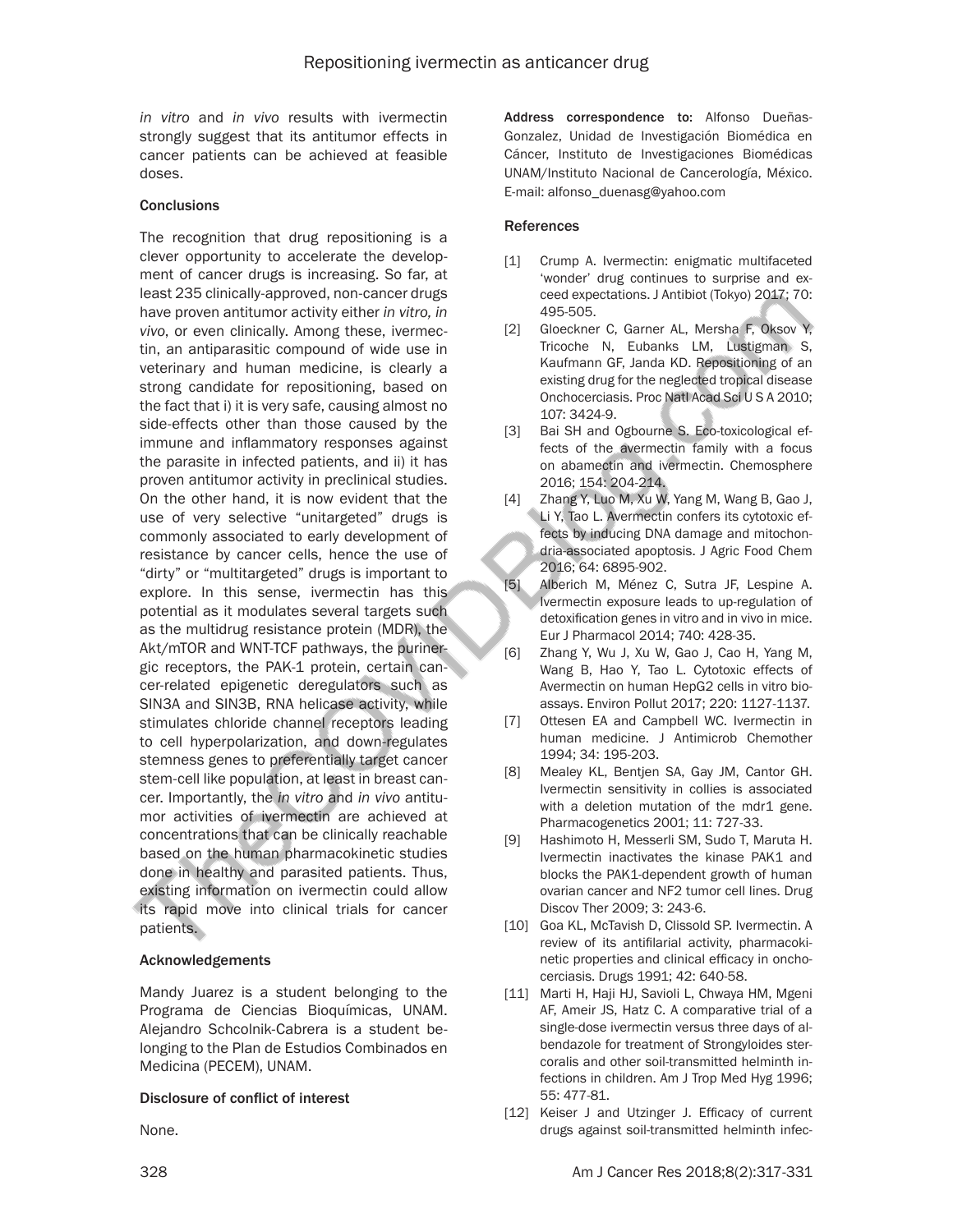*in vitro* and *in vivo* results with ivermectin strongly suggest that its antitumor effects in cancer patients can be achieved at feasible doses.

## Conclusions

The recognition that drug repositioning is a clever opportunity to accelerate the development of cancer drugs is increasing. So far, at least 235 clinically-approved, non-cancer drugs have proven antitumor activity either *in vitro, in vivo*, or even clinically. Among these, ivermectin, an antiparasitic compound of wide use in veterinary and human medicine, is clearly a strong candidate for repositioning, based on the fact that i) it is very safe, causing almost no side-effects other than those caused by the immune and inflammatory responses against the parasite in infected patients, and ii) it has proven antitumor activity in preclinical studies. On the other hand, it is now evident that the use of very selective "unitargeted" drugs is commonly associated to early development of resistance by cancer cells, hence the use of "dirty" or "multitargeted" drugs is important to explore. In this sense, ivermectin has this potential as it modulates several targets such as the multidrug resistance protein (MDR), the Akt/mTOR and WNT-TCF pathways, the purinergic receptors, the PAK-1 protein, certain cancer-related epigenetic deregulators such as SIN3A and SIN3B, RNA helicase activity, while stimulates chloride channel receptors leading to cell hyperpolarization, and down-regulates stemness genes to preferentially target cancer stem-cell like population, at least in breast cancer. Importantly, the *in vitro* and *in vivo* antitumor activities of ivermectin are achieved at concentrations that can be clinically reachable based on the human pharmacokinetic studies done in healthy and parasited patients. Thus, existing information on ivermectin could allow its rapid move into clinical trials for cancer patients.

## Acknowledgements

Mandy Juarez is a student belonging to the Programa de Ciencias Bioquímicas, UNAM. Alejandro Schcolnik-Cabrera is a student belonging to the Plan de Estudios Combinados en Medicina (PECEM), UNAM.

## Disclosure of conflict of interest

None.

**Address correspondence to:** Alfonso Dueñas-Gonzalez, Unidad de Investigación Biomédica en Cáncer, Instituto de Investigaciones Biomédicas UNAM/Instituto Nacional de Cancerología, México. E-mail: alfonso_duenasg@yahoo.com

## References

[1] Crump A. Ivermectin: enigmatic multifaceted 'wonder' drug continues to surprise and exceed expectations. J Antibiot (Tokyo) 2017; 70: 495-505.

[2] Gloeckner C, Garner AL, Mersha F, Oksov Y, Tricoche N, Eubanks LM, Lustigman S, Kaufmann GF, Janda KD. Repositioning of an existing drug for the neglected tropical disease Onchocerciasis. Proc Natl Acad Sci U S A 2010; 107: 3424-9.

[3] Bai SH and Ogbourne S. Eco-toxicological effects of the avermectin family with a focus on abamectin and ivermectin. Chemosphere 2016; 154: 204-214.

[4] Zhang Y, Luo M, Xu W, Yang M, Wang B, Gao J, Li Y, Tao L. Avermectin confers its cytotoxic effects by inducing DNA damage and mitochondria-associated apoptosis. J Agric Food Chem 2016; 64: 6895-902.

[5] Alberich M, Ménez C, Sutra JF, Lespine A. Ivermectin exposure leads to up-regulation of detoxification genes in vitro and in vivo in mice. Eur J Pharmacol 2014; 740: 428-35.

[6] Zhang Y, Wu J, Xu W, Gao J, Cao H, Yang M, Wang B, Hao Y, Tao L. Cytotoxic effects of Avermectin on human HepG2 cells in vitro bioassays. Environ Pollut 2017; 220: 1127-1137.

[7] Ottesen EA and Campbell WC. Ivermectin in human medicine. J Antimicrob Chemother 1994; 34: 195-203.

[8] Mealey KL, Bentjen SA, Gay JM, Cantor GH. Ivermectin sensitivity in collies is associated with a deletion mutation of the mdr1 gene. Pharmacogenetics 2001; 11: 727-33.

[9] Hashimoto H, Messerli SM, Sudo T, Maruta H. Ivermectin inactivates the kinase PAK1 and blocks the PAK1-dependent growth of human ovarian cancer and NF2 tumor cell lines. Drug Discov Ther 2009; 3: 243-6.

[10] Goa KL, McTavish D, Clissold SP. Ivermectin. A review of its antifilarial activity, pharmacokinetic properties and clinical efficacy in onchocerciasis. Drugs 1991; 42: 640-58.

[11] Marti H, Haji HJ, Savioli L, Chwaya HM, Mgeni AF, Ameir JS, Hatz C. A comparative trial of a single-dose ivermectin versus three days of albendazole for treatment of Strongyloides stercoralis and other soil-transmitted helminth infections in children. Am J Trop Med Hyg 1996; 55: 477-81.

[12] Keiser J and Utzinger J. Efficacy of current drugs against soil-transmitted helminth infec-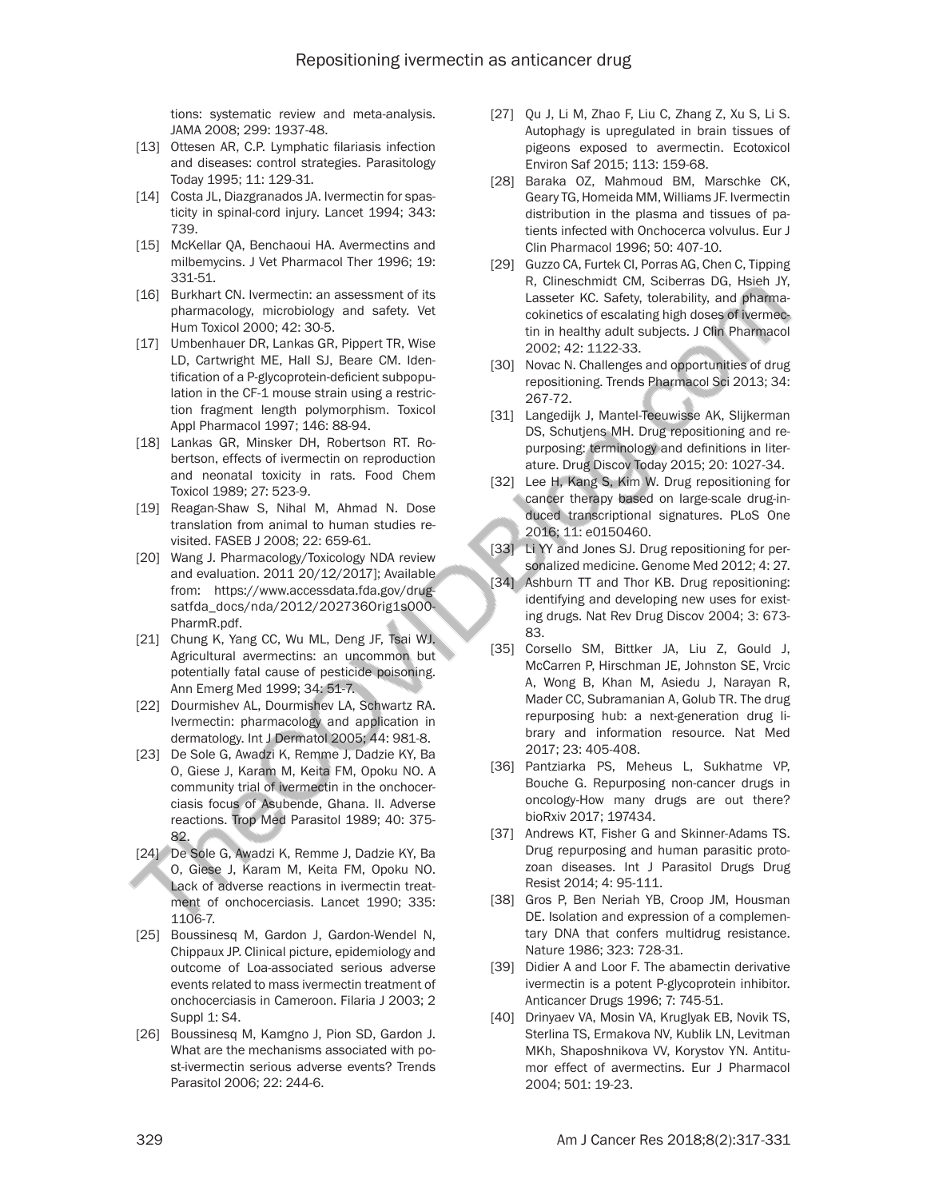tions: systematic review and meta-analysis. JAMA 2008; 299: 1937-48.

[13] Ottesen AR, C.P. Lymphatic filariasis infection and diseases: control strategies. Parasitology Today 1995; 11: 129-31.

[14] Costa JL, Diazgranados JA. Ivermectin for spasticity in spinal-cord injury. Lancet 1994; 343: 739.

[15] McKellar QA, Benchaoui HA. Avermectins and milbemycins. J Vet Pharmacol Ther 1996; 19: 331-51.

[16] Burkhart CN. Ivermectin: an assessment of its pharmacology, microbiology and safety. Vet Hum Toxicol 2000; 42: 30-5.

[17] Umbenhauer DR, Lankas GR, Pippert TR, Wise LD, Cartwright ME, Hall SJ, Beare CM. Identification of a P-glycoprotein-deficient subpopulation in the CF-1 mouse strain using a restriction fragment length polymorphism. Toxicol Appl Pharmacol 1997; 146: 88-94.

[18] Lankas GR, Minsker DH, Robertson RT. Robertson, effects of ivermectin on reproduction and neonatal toxicity in rats. Food Chem Toxicol 1989; 27: 523-9.

[19] Reagan-Shaw S, Nihal M, Ahmad N. Dose translation from animal to human studies revisited. FASEB J 2008; 22: 659-61.

[20] Wang J. Pharmacology/Toxicology NDA review and evaluation. 2011 20/12/2017]; Available from: https://www.accessdata.fda.gov/drugsatfda_docs/nda/2012/202736Orig1s000PharmR.pdf.

[21] Chung K, Yang CC, Wu ML, Deng JF, Tsai WJ. Agricultural avermectins: an uncommon but potentially fatal cause of pesticide poisoning. Ann Emerg Med 1999; 34: 51-7.

[22] Dourmishev AL, Dourmishev LA, Schwartz RA. Ivermectin: pharmacology and application in dermatology. Int J Dermatol 2005; 44: 981-8.

[23] De Sole G, Awadzi K, Remme J, Dadzie KY, Ba O, Giese J, Karam M, Keita FM, Opoku NO. A community trial of ivermectin in the onchocerciasis focus of Asubende, Ghana. II. Adverse reactions. Trop Med Parasitol 1989; 40: 375-82.

[24] De Sole G, Awadzi K, Remme J, Dadzie KY, Ba O, Giese J, Karam M, Keita FM, Opoku NO. Lack of adverse reactions in ivermectin treatment of onchocerciasis. Lancet 1990; 335: 1106-7.

[25] Boussinesq M, Gardon J, Gardon-Wendel N, Chippaux JP. Clinical picture, epidemiology and outcome of Loa-associated serious adverse events related to mass ivermectin treatment of onchocerciasis in Cameroon. Filaria J 2003; 2 Suppl 1: S4.

[26] Boussinesq M, Kamgno J, Pion SD, Gardon J. What are the mechanisms associated with post-ivermectin serious adverse events? Trends Parasitol 2006; 22: 244-6.

[27] Qu J, Li M, Zhao F, Liu C, Zhang Z, Xu S, Li S. Autophagy is upregulated in brain tissues of pigeons exposed to avermectin. Ecotoxicol Environ Saf 2015; 113: 159-68.

[28] Baraka OZ, Mahmoud BM, Marschke CK, Geary TG, Homeida MM, Williams JF. Ivermectin distribution in the plasma and tissues of patients infected with Onchocerca volvulus. Eur J Clin Pharmacol 1996; 50: 407-10.

[29] Guzzo CA, Furtek CI, Porras AG, Chen C, Tipping R, Clineschmidt CM, Sciberras DG, Hsieh JY, Lasseter KC. Safety, tolerability, and pharmacokinetics of escalating high doses of ivermectin in healthy adult subjects. J Clin Pharmacol 2002; 42: 1122-33.

[30] Novac N. Challenges and opportunities of drug repositioning. Trends Pharmacol Sci 2013; 34: 267-72.

[31] Langedijk J, Mantel-Teeuwisse AK, Slijkerman DS, Schutjens MH. Drug repositioning and repurposing: terminology and definitions in literature. Drug Discov Today 2015; 20: 1027-34.

[32] Lee H, Kang S, Kim W. Drug repositioning for cancer therapy based on large-scale drug-induced transcriptional signatures. PLoS One 2016; 11: e0150460.

[33] Li YY and Jones SJ. Drug repositioning for personalized medicine. Genome Med 2012; 4: 27.

[34] Ashburn TT and Thor KB. Drug repositioning: identifying and developing new uses for existing drugs. Nat Rev Drug Discov 2004; 3: 673-83.

[35] Corsello SM, Bittker JA, Liu Z, Gould J, McCarren P, Hirschman JE, Johnston SE, Vrcic A, Wong B, Khan M, Asiedu J, Narayan R, Mader CC, Subramanian A, Golub TR. The drug repurposing hub: a next-generation drug library and information resource. Nat Med 2017; 23: 405-408.

[36] Pantziarka PS, Meheus L, Sukhatme VP, Bouche G. Repurposing non-cancer drugs in oncology-How many drugs are out there? bioRxiv 2017; 197434.

[37] Andrews KT, Fisher G and Skinner-Adams TS. Drug repurposing and human parasitic protozoan diseases. Int J Parasitol Drugs Drug Resist 2014; 4: 95-111.

[38] Gros P, Ben Neriah YB, Croop JM, Housman DE. Isolation and expression of a complementary DNA that confers multidrug resistance. Nature 1986; 323: 728-31.

[39] Didier A and Loor F. The abamectin derivative ivermectin is a potent P-glycoprotein inhibitor. Anticancer Drugs 1996; 7: 745-51.

[40] Drinyaev VA, Mosin VA, Kruglyak EB, Novik TS, Sterlina TS, Ermakova NV, Kublik LN, Levitman MKh, Shaposhnikova VV, Korystov YN. Antitumor effect of avermectins. Eur J Pharmacol 2004; 501: 19-23.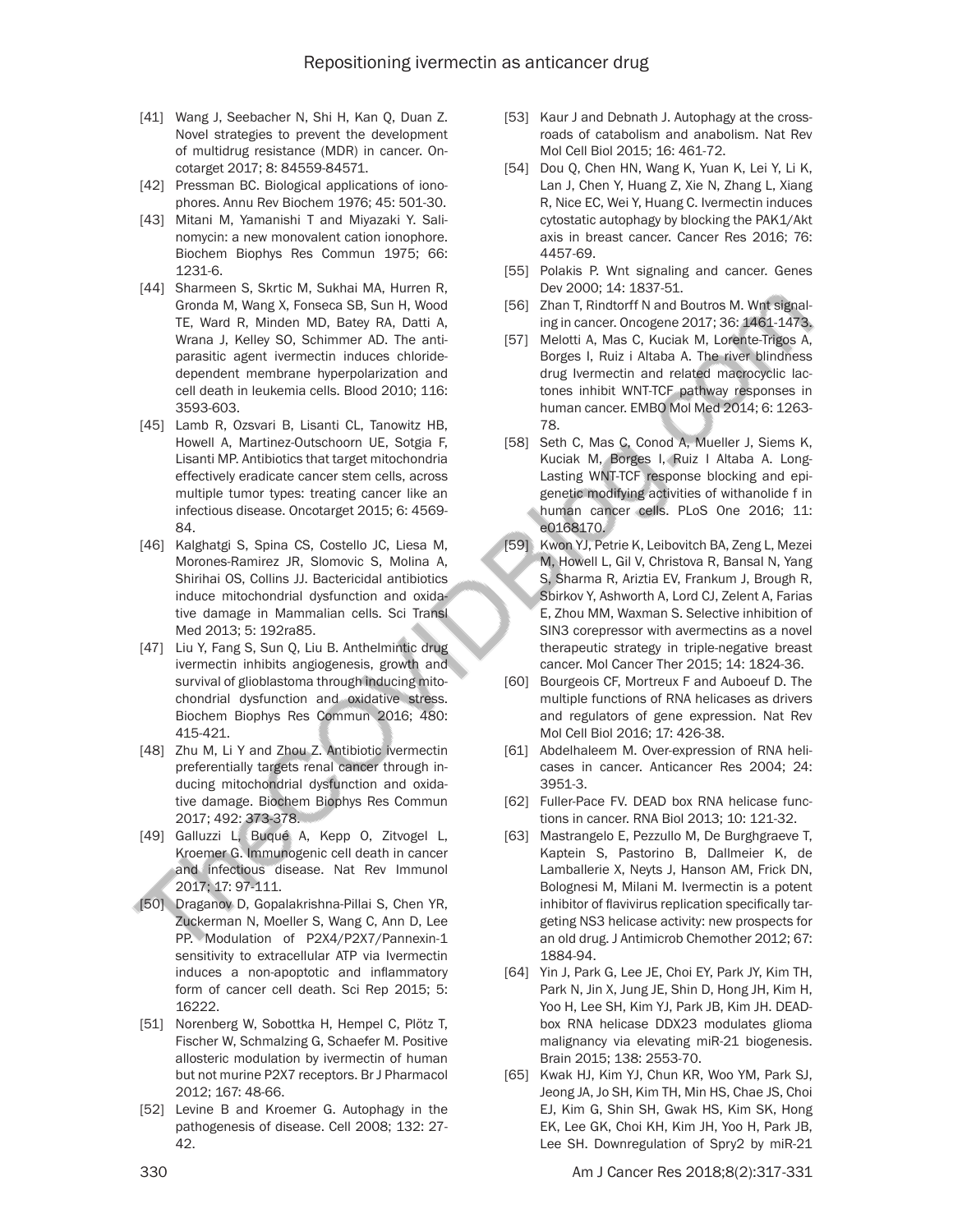[41] Wang J, Seebacher N, Shi H, Kan Q, Duan Z. Novel strategies to prevent the development of multidrug resistance (MDR) in cancer. Oncotarget 2017; 8: 84559-84571.

[42] Pressman BC. Biological applications of ionophores. Annu Rev Biochem 1976; 45: 501-30.

[43] Mitani M, Yamanishi T and Miyazaki Y. Salinomycin: a new monovalent cation ionophore. Biochem Biophys Res Commun 1975; 66: 1231-6.

[44] Sharmeen S, Skrtic M, Sukhai MA, Hurren R, Gronda M, Wang X, Fonseca SB, Sun H, Wood TE, Ward R, Minden MD, Batey RA, Datti A, Wrana J, Kelley SO, Schimmer AD. The antiparasitic agent ivermectin induces chloride-dependent membrane hyperpolarization and cell death in leukemia cells. Blood 2010; 116: 3593-603.

[45] Lamb R, Ozsvari B, Lisanti CL, Tanowitz HB, Howell A, Martinez-Outschoorn UE, Sotgia F, Lisanti MP. Antibiotics that target mitochondria effectively eradicate cancer stem cells, across multiple tumor types: treating cancer like an infectious disease. Oncotarget 2015; 6: 4569-84.

[46] Kalghatgi S, Spina CS, Costello JC, Liesa M, Morones-Ramirez JR, Slomovic S, Molina A, Shirihai OS, Collins JJ. Bactericidal antibiotics induce mitochondrial dysfunction and oxidative damage in Mammalian cells. Sci Transl Med 2013; 5: 192ra85.

[47] Liu Y, Fang S, Sun Q, Liu B. Anthelmintic drug ivermectin inhibits angiogenesis, growth and survival of glioblastoma through inducing mitochondrial dysfunction and oxidative stress. Biochem Biophys Res Commun 2016; 480: 415-421.

[48] Zhu M, Li Y and Zhou Z. Antibiotic ivermectin preferentially targets renal cancer through inducing mitochondrial dysfunction and oxidative damage. Biochem Biophys Res Commun 2017; 492: 373-378.

[49] Galluzzi L, Buqué A, Kepp O, Zitvogel L, Kroemer G. Immunogenic cell death in cancer and infectious disease. Nat Rev Immunol 2017; 17: 97-111.

[50] Draganov D, Gopalakrishna-Pillai S, Chen YR, Zuckerman N, Moeller S, Wang C, Ann D, Lee PP. Modulation of P2X4/P2X7/Pannexin-1 sensitivity to extracellular ATP via Ivermectin induces a non-apoptotic and inflammatory form of cancer cell death. Sci Rep 2015; 5: 16222.

[51] Norenberg W, Sobottka H, Hempel C, Plötz T, Fischer W, Schmalzing G, Schaefer M. Positive allosteric modulation by ivermectin of human but not murine P2X7 receptors. Br J Pharmacol 2012; 167: 48-66.

[52] Levine B and Kroemer G. Autophagy in the pathogenesis of disease. Cell 2008; 132: 27-42.

[53] Kaur J and Debnath J. Autophagy at the crossroads of catabolism and anabolism. Nat Rev Mol Cell Biol 2015; 16: 461-72.

[54] Dou Q, Chen HN, Wang K, Yuan K, Lei Y, Li K, Lan J, Chen Y, Huang Z, Xie N, Zhang L, Xiang R, Nice EC, Wei Y, Huang C. Ivermectin induces cytostatic autophagy by blocking the PAK1/Akt axis in breast cancer. Cancer Res 2016; 76: 4457-69.

[55] Polakis P. Wnt signaling and cancer. Genes Dev 2000; 14: 1837-51.

[56] Zhan T, Rindtorff N and Boutros M. Wnt signaling in cancer. Oncogene 2017; 36: 1461-1473.

[57] Melotti A, Mas C, Kuciak M, Lorente-Trigos A, Borges I, Ruiz i Altaba A. The river blindness drug Ivermectin and related macrocyclic lactones inhibit WNT-TCF pathway responses in human cancer. EMBO Mol Med 2014; 6: 1263-78.

[58] Seth C, Mas C, Conod A, Mueller J, Siems K, Kuciak M, Borges I, Ruiz I Altaba A. Long-Lasting WNT-TCF response blocking and epigenetic modifying activities of withanolide f in human cancer cells. PLoS One 2016; 11: e0168170.

[59] Kwon YJ, Petrie K, Leibovitch BA, Zeng L, Mezei M, Howell L, Gil V, Christova R, Bansal N, Yang S, Sharma R, Ariztia EV, Frankum J, Brough R, Sbirkov Y, Ashworth A, Lord CJ, Zelent A, Farias E, Zhou MM, Waxman S. Selective inhibition of SIN3 corepressor with avermectins as a novel therapeutic strategy in triple-negative breast cancer. Mol Cancer Ther 2015; 14: 1824-36.

[60] Bourgeois CF, Mortreux F and Auboeuf D. The multiple functions of RNA helicases as drivers and regulators of gene expression. Nat Rev Mol Cell Biol 2016; 17: 426-38.

[61] Abdelhaleem M. Over-expression of RNA helicases in cancer. Anticancer Res 2004; 24: 3951-3.

[62] Fuller-Pace FV. DEAD box RNA helicase functions in cancer. RNA Biol 2013; 10: 121-32.

[63] Mastrangelo E, Pezzullo M, De Burghgraeve T, Kaptein S, Pastorino B, Dallmeier K, de Lamballerie X, Neyts J, Hanson AM, Frick DN, Bolognesi M, Milani M. Ivermectin is a potent inhibitor of flavivirus replication specifically targeting NS3 helicase activity: new prospects for an old drug. J Antimicrob Chemother 2012; 67: 1884-94.

[64] Yin J, Park G, Lee JE, Choi EY, Park JY, Kim TH, Park N, Jin X, Jung JE, Shin D, Hong JH, Kim H, Yoo H, Lee SH, Kim YJ, Park JB, Kim JH. DEAD-box RNA helicase DDX23 modulates glioma malignancy via elevating miR-21 biogenesis. Brain 2015; 138: 2553-70.

[65] Kwak HJ, Kim YJ, Chun KR, Woo YM, Park SJ, Jeong JA, Jo SH, Kim TH, Min HS, Chae JS, Choi EJ, Kim G, Shin SH, Gwak HS, Kim SK, Hong EK, Lee GK, Choi KH, Kim JH, Yoo H, Park JB, Lee SH. Downregulation of Spry2 by miR-21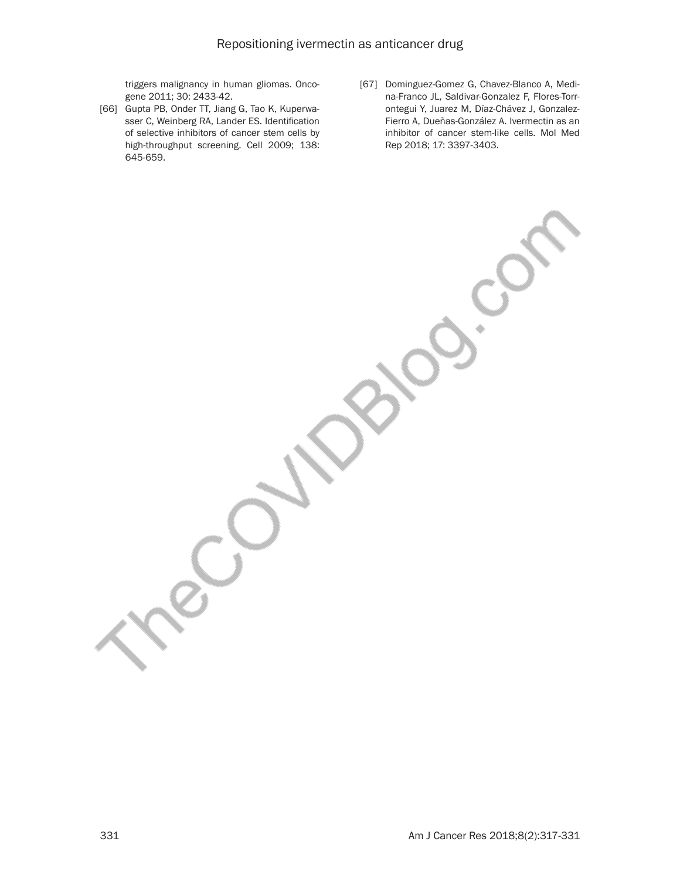triggers malignancy in human gliomas. Oncogene 2011; 30: 2433-42.

[66] Gupta PB, Onder TT, Jiang G, Tao K, Kuperwasser C, Weinberg RA, Lander ES. Identification of selective inhibitors of cancer stem cells by high-throughput screening. Cell 2009; 138: 645-659.

[67] Dominguez-Gomez G, Chavez-Blanco A, Medina-Franco JL, Saldivar-Gonzalez F, Flores-Torrontegui Y, Juarez M, Díaz-Chávez J, Gonzalez-Fierro A, Dueñas-González A. Ivermectin as an inhibitor of cancer stem-like cells. Mol Med Rep 2018; 17: 3397-3403.